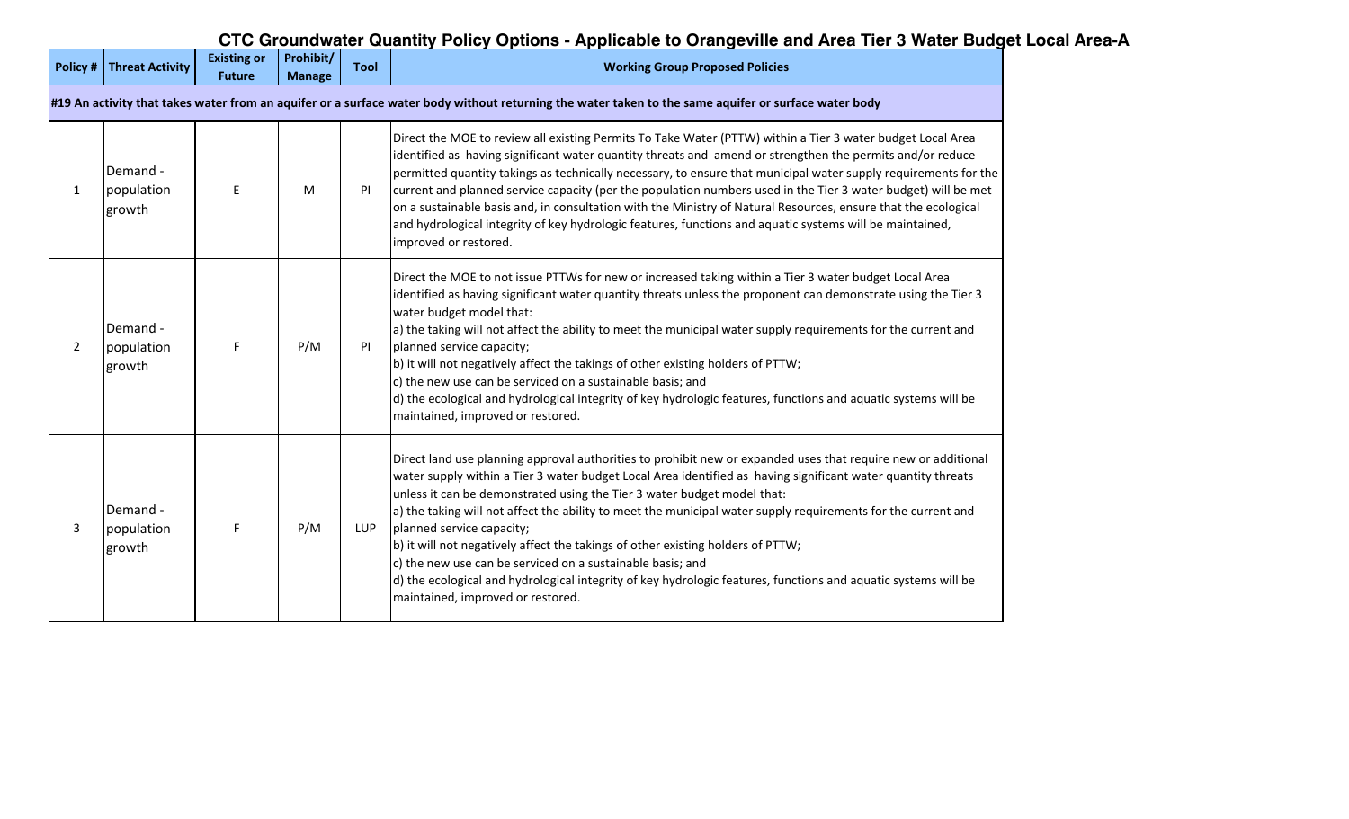# CTC Groundwater Quantity Policy Options - Applicable to Orangeville and Area Tier 3 Water Budget Local Area-A

| Policy # | Threat Activity | Existing or Future | Prohibit/ Manage | Tool | Working Group Proposed Policies |
|---|---|---|---|---|---|
| **#19 An activity that takes water from an aquifer or a surface water body without returning the water taken to the same aquifer or surface water body** | | | | | |
| 1 | Demand - population growth | E | M | PI | Direct the MOE to review all existing Permits To Take Water (PTTW) within a Tier 3 water budget Local Area identified as having significant water quantity threats and amend or strengthen the permits and/or reduce permitted quantity takings as technically necessary, to ensure that municipal water supply requirements for the current and planned service capacity (per the population numbers used in the Tier 3 water budget) will be met on a sustainable basis and, in consultation with the Ministry of Natural Resources, ensure that the ecological and hydrological integrity of key hydrologic features, functions and aquatic systems will be maintained, improved or restored. |
| 2 | Demand - population growth | F | P/M | PI | Direct the MOE to not issue PTTWs for new or increased taking within a Tier 3 water budget Local Area identified as having significant water quantity threats unless the proponent can demonstrate using the Tier 3 water budget model that:<br>a) the taking will not affect the ability to meet the municipal water supply requirements for the current and planned service capacity;<br>b) it will not negatively affect the takings of other existing holders of PTTW;<br>c) the new use can be serviced on a sustainable basis; and<br>d) the ecological and hydrological integrity of key hydrologic features, functions and aquatic systems will be maintained, improved or restored. |
| 3 | Demand - population growth | F | P/M | LUP | Direct land use planning approval authorities to prohibit new or expanded uses that require new or additional water supply within a Tier 3 water budget Local Area identified as having significant water quantity threats unless it can be demonstrated using the Tier 3 water budget model that:<br>a) the taking will not affect the ability to meet the municipal water supply requirements for the current and planned service capacity;<br>b) it will not negatively affect the takings of other existing holders of PTTW;<br>c) the new use can be serviced on a sustainable basis; and<br>d) the ecological and hydrological integrity of key hydrologic features, functions and aquatic systems will be maintained, improved or restored. |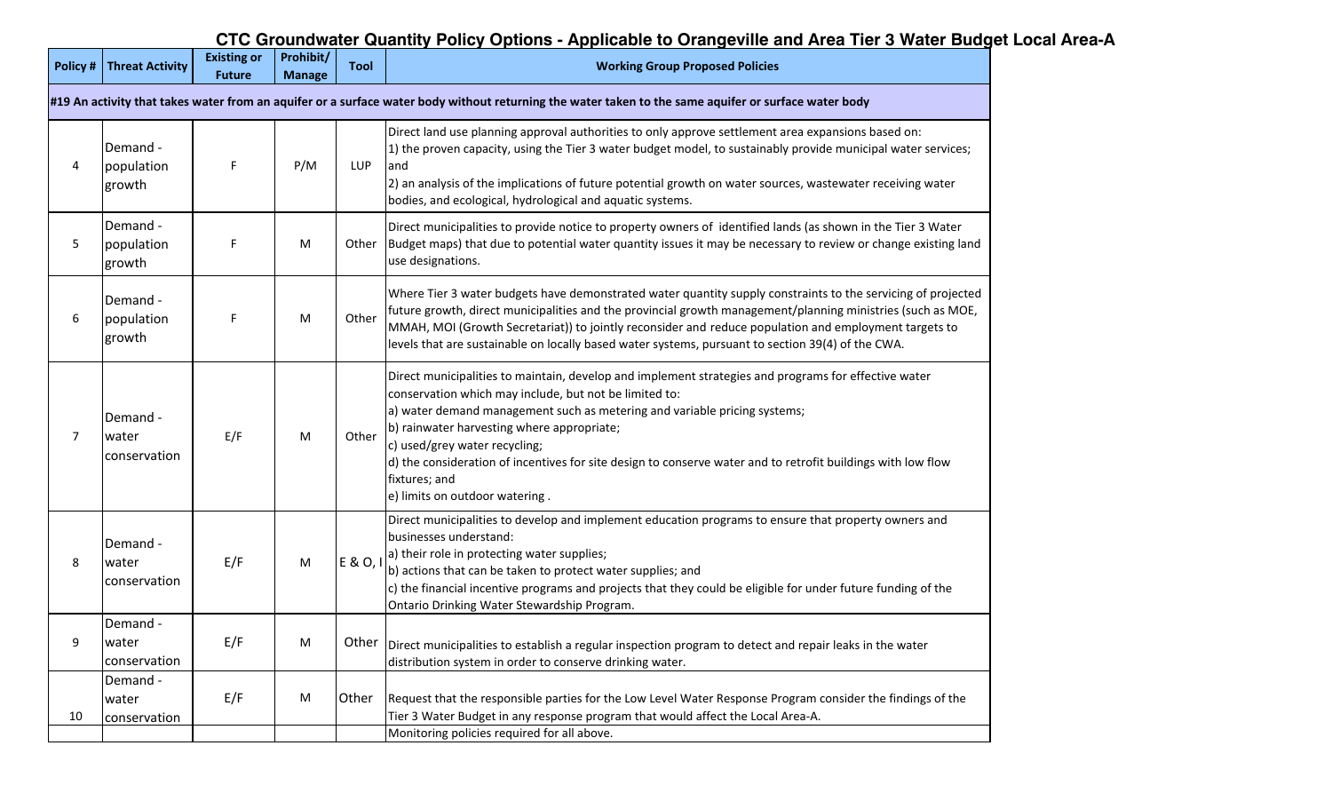# CTC Groundwater Quantity Policy Options - Applicable to Orangeville and Area Tier 3 Water Budget Local Area-A

| Policy # | Threat Activity | Existing or Future | Prohibit/ Manage | Tool | Working Group Proposed Policies |
|---|---|---|---|---|---|
| **#19 An activity that takes water from an aquifer or a surface water body without returning the water taken to the same aquifer or surface water body** | | | | | |
| 4 | Demand - population growth | F | P/M | LUP | Direct land use planning approval authorities to only approve settlement area expansions based on:<br>1) the proven capacity, using the Tier 3 water budget model, to sustainably provide municipal water services; and<br>2) an analysis of the implications of future potential growth on water sources, wastewater receiving water bodies, and ecological, hydrological and aquatic systems. |
| 5 | Demand - population growth | F | M | Other | Direct municipalities to provide notice to property owners of identified lands (as shown in the Tier 3 Water Budget maps) that due to potential water quantity issues it may be necessary to review or change existing land use designations. |
| 6 | Demand - population growth | F | M | Other | Where Tier 3 water budgets have demonstrated water quantity supply constraints to the servicing of projected future growth, direct municipalities and the provincial growth management/planning ministries (such as MOE, MMAH, MOI (Growth Secretariat)) to jointly reconsider and reduce population and employment targets to levels that are sustainable on locally based water systems, pursuant to section 39(4) of the CWA. |
| 7 | Demand - water conservation | E/F | M | Other | Direct municipalities to maintain, develop and implement strategies and programs for effective water conservation which may include, but not be limited to:<br>a) water demand management such as metering and variable pricing systems;<br>b) rainwater harvesting where appropriate;<br>c) used/grey water recycling;<br>d) the consideration of incentives for site design to conserve water and to retrofit buildings with low flow fixtures; and<br>e) limits on outdoor watering . |
| 8 | Demand - water conservation | E/F | M | E & O, I | Direct municipalities to develop and implement education programs to ensure that property owners and businesses understand:<br>a) their role in protecting water supplies;<br>b) actions that can be taken to protect water supplies; and<br>c) the financial incentive programs and projects that they could be eligible for under future funding of the Ontario Drinking Water Stewardship Program. |
| 9 | Demand - water conservation | E/F | M | Other | Direct municipalities to establish a regular inspection program to detect and repair leaks in the water distribution system in order to conserve drinking water. |
| 10 | Demand - water conservation | E/F | M | Other | Request that the responsible parties for the Low Level Water Response Program consider the findings of the Tier 3 Water Budget in any response program that would affect the Local Area-A. |
| | | | | | Monitoring policies required for all above. |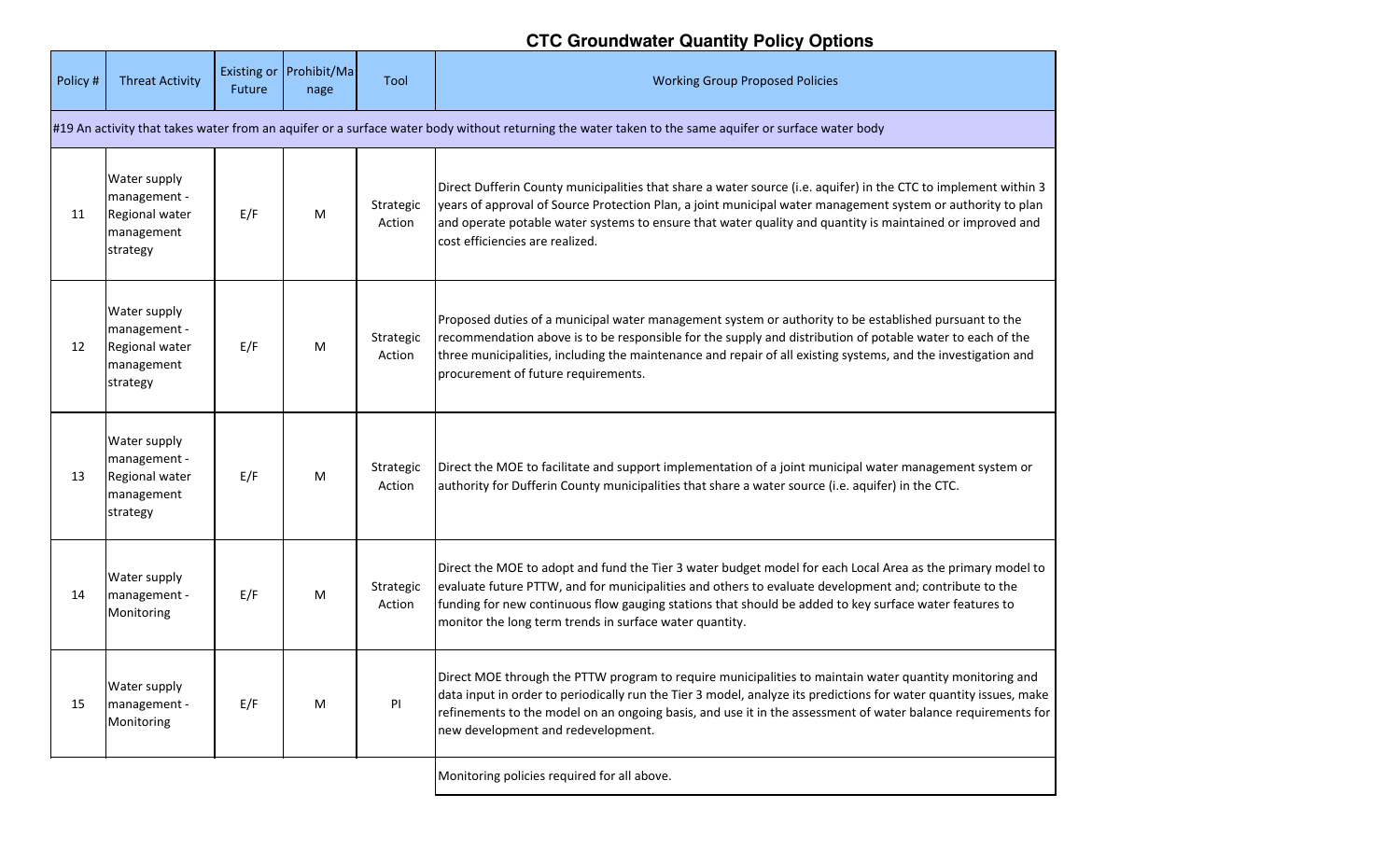## CTC Groundwater Quantity Policy Options

| Policy # | Threat Activity | Existing or Future | Prohibit/Manage | Tool | Working Group Proposed Policies |
|---|---|---|---|---|---|
| #19 An activity that takes water from an aquifer or a surface water body without returning the water taken to the same aquifer or surface water body | | | | | |
| 11 | Water supply management - Regional water management strategy | E/F | M | Strategic Action | Direct Dufferin County municipalities that share a water source (i.e. aquifer) in the CTC to implement within 3 years of approval of Source Protection Plan, a joint municipal water management system or authority to plan and operate potable water systems to ensure that water quality and quantity is maintained or improved and cost efficiencies are realized. |
| 12 | Water supply management - Regional water management strategy | E/F | M | Strategic Action | Proposed duties of a municipal water management system or authority to be established pursuant to the recommendation above is to be responsible for the supply and distribution of potable water to each of the three municipalities, including the maintenance and repair of all existing systems, and the investigation and procurement of future requirements. |
| 13 | Water supply management - Regional water management strategy | E/F | M | Strategic Action | Direct the MOE to facilitate and support implementation of a joint municipal water management system or authority for Dufferin County municipalities that share a water source (i.e. aquifer) in the CTC. |
| 14 | Water supply management - Monitoring | E/F | M | Strategic Action | Direct the MOE to adopt and fund the Tier 3 water budget model for each Local Area as the primary model to evaluate future PTTW, and for municipalities and others to evaluate development and; contribute to the funding for new continuous flow gauging stations that should be added to key surface water features to monitor the long term trends in surface water quantity. |
| 15 | Water supply management - Monitoring | E/F | M | PI | Direct MOE through the PTTW program to require municipalities to maintain water quantity monitoring and data input in order to periodically run the Tier 3 model, analyze its predictions for water quantity issues, make refinements to the model on an ongoing basis, and use it in the assessment of water balance requirements for new development and redevelopment. |
| | | | | | Monitoring policies required for all above. |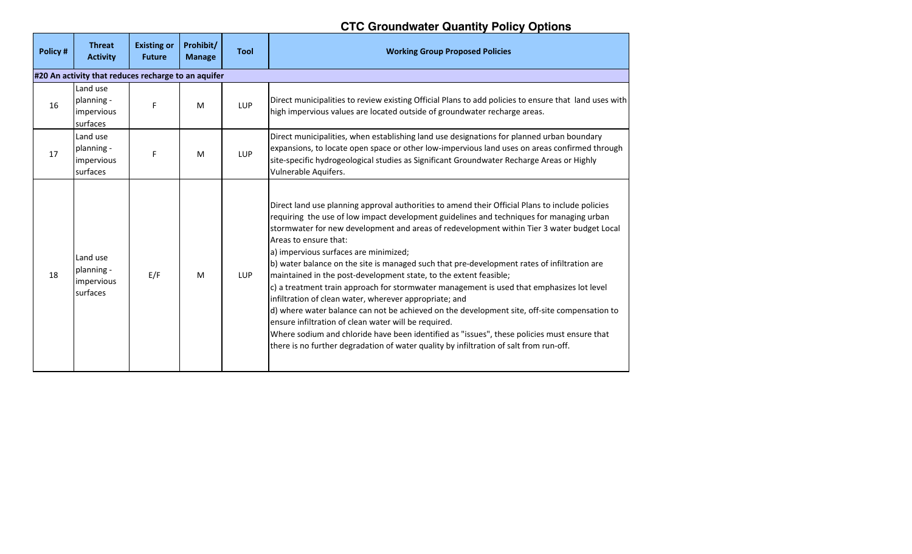# CTC Groundwater Quantity Policy Options

| Policy # | Threat Activity | Existing or Future | Prohibit/ Manage | Tool | Working Group Proposed Policies |
|---|---|---|---|---|---|
| **#20 An activity that reduces recharge to an aquifer** | | | | | |
| 16 | Land use planning - impervious surfaces | F | M | LUP | Direct municipalities to review existing Official Plans to add policies to ensure that land uses with high impervious values are located outside of groundwater recharge areas. |
| 17 | Land use planning - impervious surfaces | F | M | LUP | Direct municipalities, when establishing land use designations for planned urban boundary expansions, to locate open space or other low-impervious land uses on areas confirmed through site-specific hydrogeological studies as Significant Groundwater Recharge Areas or Highly Vulnerable Aquifers. |
| 18 | Land use planning - impervious surfaces | E/F | M | LUP | Direct land use planning approval authorities to amend their Official Plans to include policies requiring the use of low impact development guidelines and techniques for managing urban stormwater for new development and areas of redevelopment within Tier 3 water budget Local Areas to ensure that:<br>a) impervious surfaces are minimized;<br>b) water balance on the site is managed such that pre-development rates of infiltration are maintained in the post-development state, to the extent feasible;<br>c) a treatment train approach for stormwater management is used that emphasizes lot level infiltration of clean water, wherever appropriate; and<br>d) where water balance can not be achieved on the development site, off-site compensation to ensure infiltration of clean water will be required.<br>Where sodium and chloride have been identified as "issues", these policies must ensure that there is no further degradation of water quality by infiltration of salt from run-off. |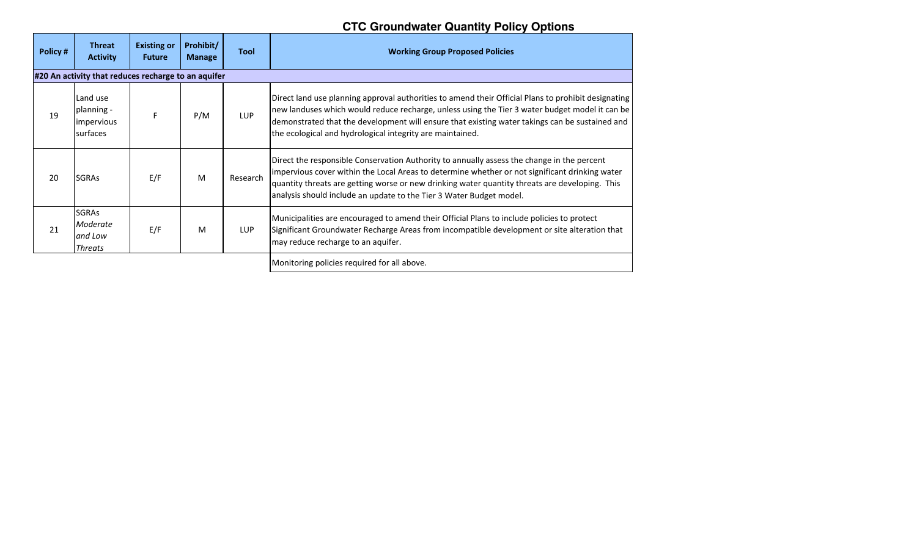# CTC Groundwater Quantity Policy Options

| Policy # | Threat Activity | Existing or Future | Prohibit/ Manage | Tool | Working Group Proposed Policies |
|---|---|---|---|---|---|
| **#20 An activity that reduces recharge to an aquifer** | | | | | |
| 19 | Land use planning - impervious surfaces | F | P/M | LUP | Direct land use planning approval authorities to amend their Official Plans to prohibit designating new landuses which would reduce recharge, unless using the Tier 3 water budget model it can be demonstrated that the development will ensure that existing water takings can be sustained and the ecological and hydrological integrity are maintained. |
| 20 | SGRAs | E/F | M | Research | Direct the responsible Conservation Authority to annually assess the change in the percent impervious cover within the Local Areas to determine whether or not significant drinking water quantity threats are getting worse or new drinking water quantity threats are developing. This analysis should include an update to the Tier 3 Water Budget model. |
| 21 | SGRAs *Moderate and Low Threats* | E/F | M | LUP | Municipalities are encouraged to amend their Official Plans to include policies to protect Significant Groundwater Recharge Areas from incompatible development or site alteration that may reduce recharge to an aquifer. |
| | | | | | Monitoring policies required for all above. |